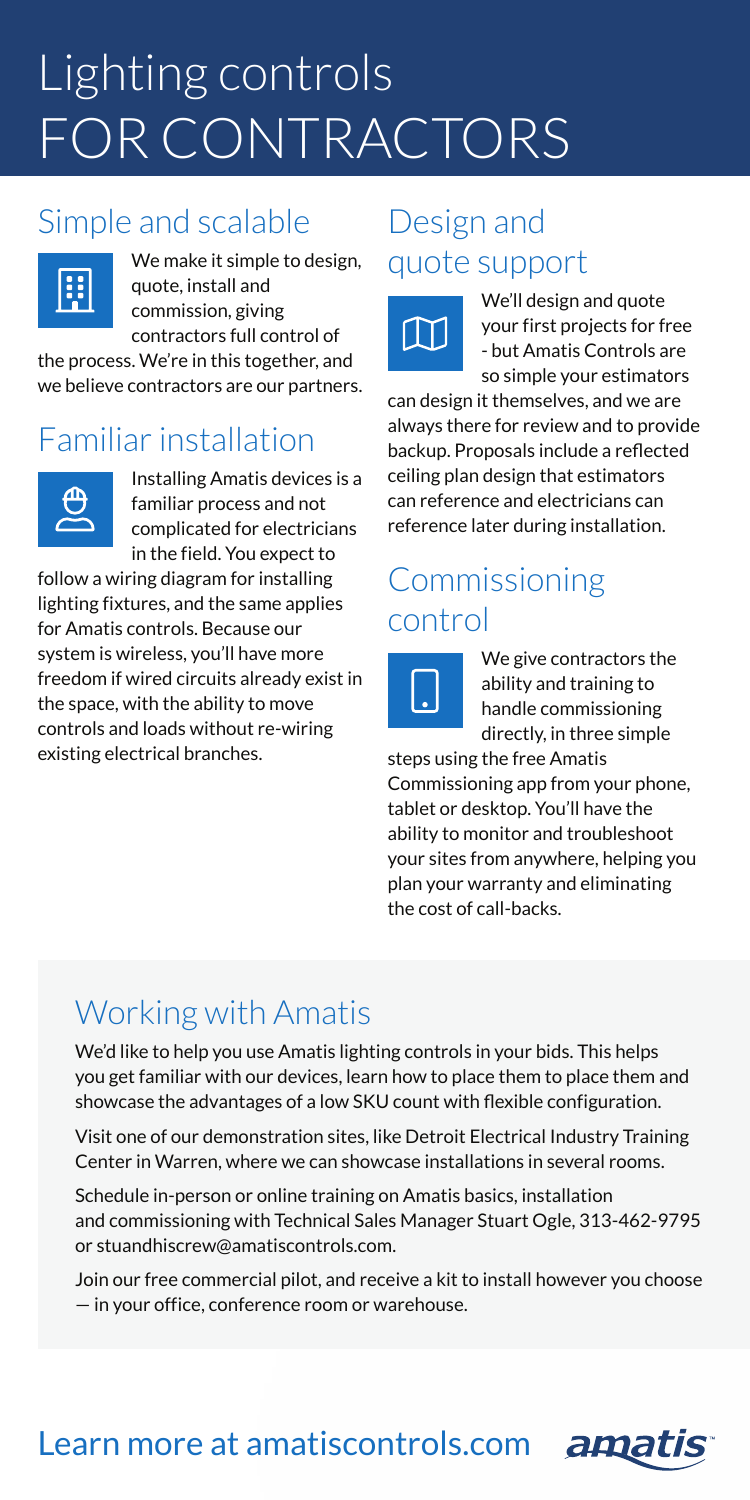# Lighting controls FOR CONTRACTORS

## Simple and scalable

We make it simple to design, quote, install and commission, giving contractors full control of the process. We're in this together, and we believe contractors are our partners.

## Familiar installation

Installing Amatis devices is a familiar process and not complicated for electricians in the field. You expect to follow a wiring diagram for installing lighting fixtures, and the same applies for Amatis controls. Because our system is wireless, you'll have more freedom if wired circuits already exist in the space, with the ability to move controls and loads without re-wiring existing electrical branches.

## Design and quote support

We'll design and quote your first projects for free - but Amatis Controls are so simple your estimators can design it themselves, and we are always there for review and to provide backup. Proposals include a reflected ceiling plan design that estimators can reference and electricians can reference later during installation.

## Commissioning control

We give contractors the ability and training to handle commissioning directly, in three simple steps using the free Amatis Commissioning app from your phone, tablet or desktop. You'll have the ability to monitor and troubleshoot your sites from anywhere, helping you plan your warranty and eliminating the cost of call-backs.

## Working with Amatis

We'd like to help you use Amatis lighting controls in your bids. This helps you get familiar with our devices, learn how to place them to place them and showcase the advantages of a low SKU count with flexible configuration.

Visit one of our demonstration sites, like Detroit Electrical Industry Training Center in Warren, where we can showcase installations in several rooms.

Schedule in-person or online training on Amatis basics, installation and commissioning with Technical Sales Manager Stuart Ogle, 313-462-9795 or stuandhiscrew@amatiscontrols.com.

Join our free commercial pilot, and receive a kit to install however you choose — in your office, conference room or warehouse.

Learn more at amatiscontrols.com

amatis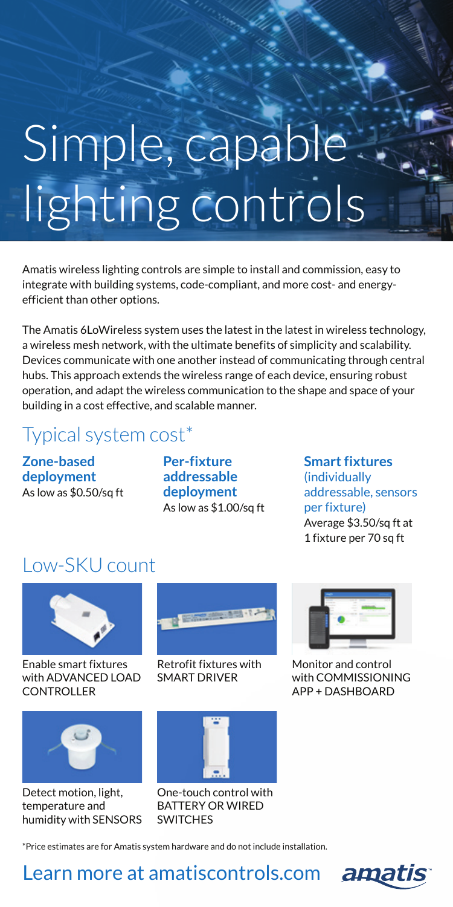# Simple, capable lighting controls

Amatis wireless lighting controls are simple to install and commission, easy to integrate with building systems, code-compliant, and more cost- and energy-efficient than other options.

The Amatis 6LoWireless system uses the latest in the latest in wireless technology, a wireless mesh network, with the ultimate benefits of simplicity and scalability. Devices communicate with one another instead of communicating through central hubs. This approach extends the wireless range of each device, ensuring robust operation, and adapt the wireless communication to the shape and space of your building in a cost effective, and scalable manner.

## Typical system cost*

**Zone-based deployment**
As low as $0.50/sq ft

**Per-fixture addressable deployment**
As low as $1.00/sq ft

**Smart fixtures** (individually addressable, sensors per fixture)
Average $3.50/sq ft at 1 fixture per 70 sq ft

## Low-SKU count

Enable smart fixtures with ADVANCED LOAD CONTROLLER

Retrofit fixtures with SMART DRIVER

Monitor and control with COMMISSIONING APP + DASHBOARD

Detect motion, light, temperature and humidity with SENSORS

One-touch control with BATTERY OR WIRED SWITCHES

*Price estimates are for Amatis system hardware and do not include installation.

## Learn more at amatiscontrols.com

amatis™